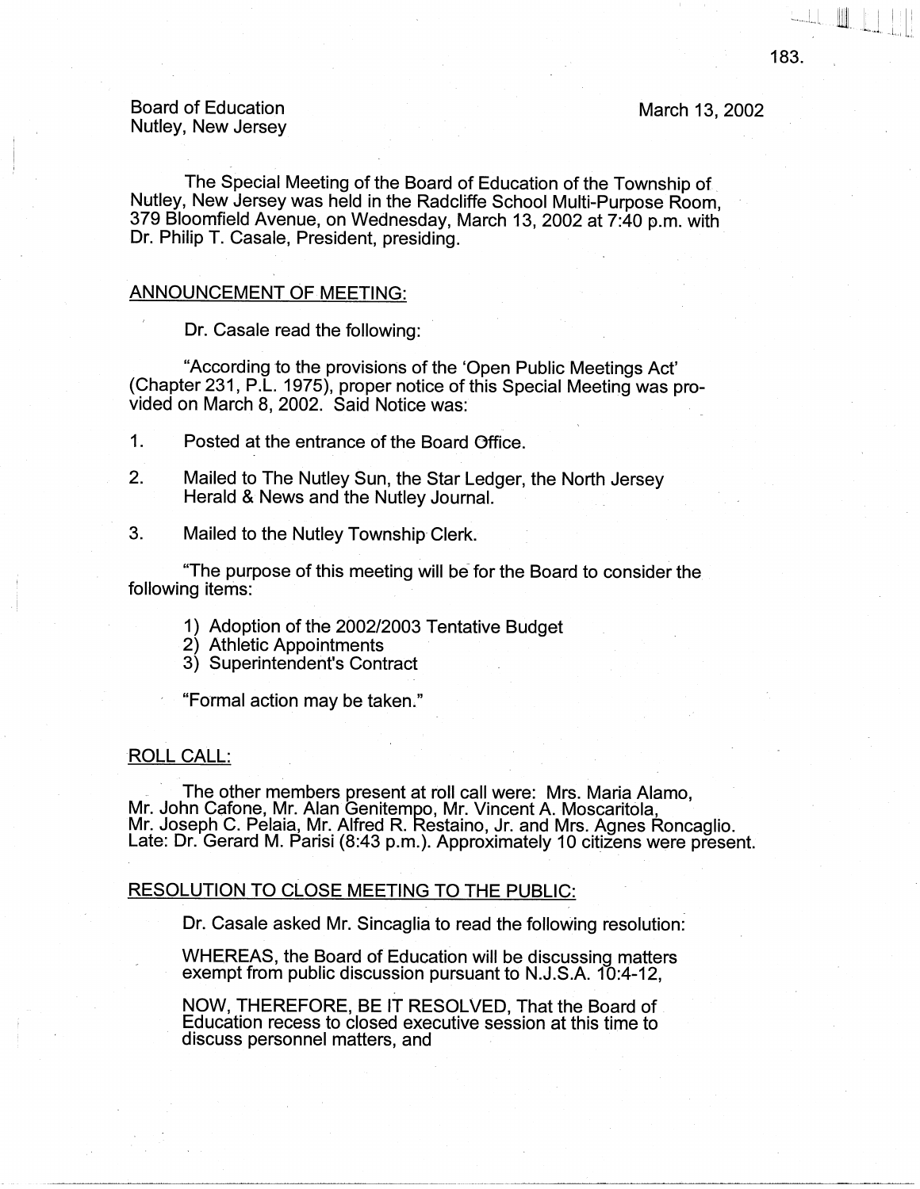Board of Education
Nutley, New Jersey

March 13, 2002

The Special Meeting of the Board of Education of the Township of Nutley, New Jersey was held in the Radcliffe School Multi-Purpose Room, 379 Bloomfield Avenue, on Wednesday, March 13, 2002 at 7:40 p.m. with Dr. Philip T. Casale, President, presiding.

## ANNOUNCEMENT OF MEETING:

Dr. Casale read the following:

"According to the provisions of the 'Open Public Meetings Act' (Chapter 231, P.L. 1975), proper notice of this Special Meeting was provided on March 8, 2002. Said Notice was:

1. Posted at the entrance of the Board Office.
2. Mailed to The Nutley Sun, the Star Ledger, the North Jersey Herald & News and the Nutley Journal.
3. Mailed to the Nutley Township Clerk.

"The purpose of this meeting will be for the Board to consider the following items:

1) Adoption of the 2002/2003 Tentative Budget
2) Athletic Appointments
3) Superintendent's Contract

"Formal action may be taken."

## ROLL CALL:

The other members present at roll call were: Mrs. Maria Alamo, Mr. John Cafone, Mr. Alan Genitempo, Mr. Vincent A. Moscaritola, Mr. Joseph C. Pelaia, Mr. Alfred R. Restaino, Jr. and Mrs. Agnes Roncaglio. Late: Dr. Gerard M. Parisi (8:43 p.m.). Approximately 10 citizens were present.

## RESOLUTION TO CLOSE MEETING TO THE PUBLIC:

Dr. Casale asked Mr. Sincaglia to read the following resolution:

WHEREAS, the Board of Education will be discussing matters exempt from public discussion pursuant to N.J.S.A. 10:4-12,

NOW, THEREFORE, BE IT RESOLVED, That the Board of Education recess to closed executive session at this time to discuss personnel matters, and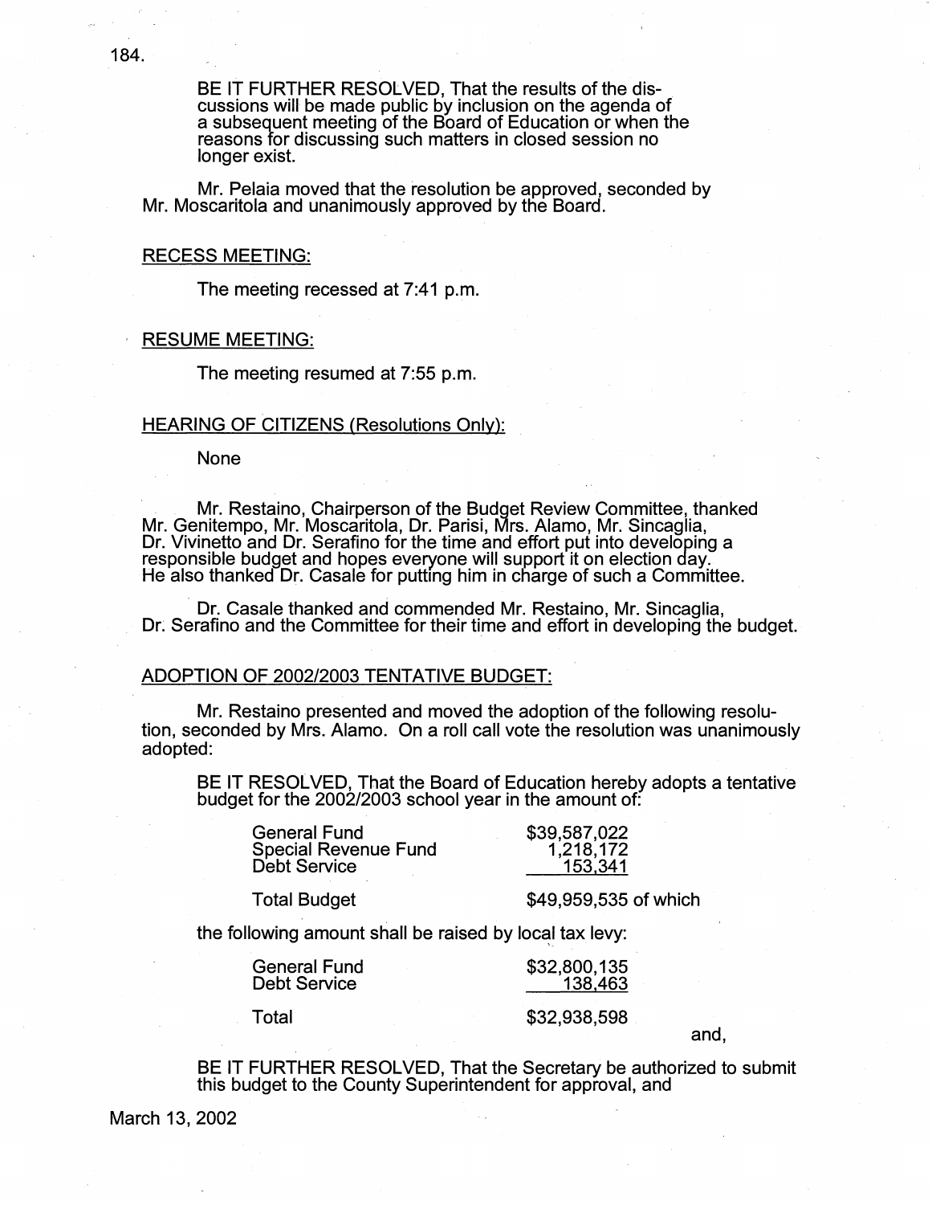BE IT FURTHER RESOLVED, That the results of the discussions will be made public by inclusion on the agenda of a subsequent meeting of the Board of Education or when the reasons for discussing such matters in closed session no longer exist.

Mr. Pelaia moved that the resolution be approved, seconded by Mr. Moscaritola and unanimously approved by the Board.

RECESS MEETING:

The meeting recessed at 7:41 p.m.

RESUME MEETING:

The meeting resumed at 7:55 p.m.

HEARING OF CITIZENS (Resolutions Only):

None

Mr. Restaino, Chairperson of the Budget Review Committee, thanked Mr. Genitempo, Mr. Moscaritola, Dr. Parisi, Mrs. Alamo, Mr. Sincaglia, Dr. Vivinetto and Dr. Serafino for the time and effort put into developing a responsible budget and hopes everyone will support it on election day. He also thanked Dr. Casale for putting him in charge of such a Committee.

Dr. Casale thanked and commended Mr. Restaino, Mr. Sincaglia, Dr. Serafino and the Committee for their time and effort in developing the budget.

ADOPTION OF 2002/2003 TENTATIVE BUDGET:

Mr. Restaino presented and moved the adoption of the following resolution, seconded by Mrs. Alamo. On a roll call vote the resolution was unanimously adopted:

BE IT RESOLVED, That the Board of Education hereby adopts a tentative budget for the 2002/2003 school year in the amount of:

| | |
|---|---|
| General Fund | $39,587,022 |
| Special Revenue Fund | 1,218,172 |
| Debt Service | 153,341 |
| Total Budget | $49,959,535 of which |

the following amount shall be raised by local tax levy:

| | |
|---|---|
| General Fund | $32,800,135 |
| Debt Service | 138,463 |
| Total | $32,938,598 |

and,

BE IT FURTHER RESOLVED, That the Secretary be authorized to submit this budget to the County Superintendent for approval, and

March 13, 2002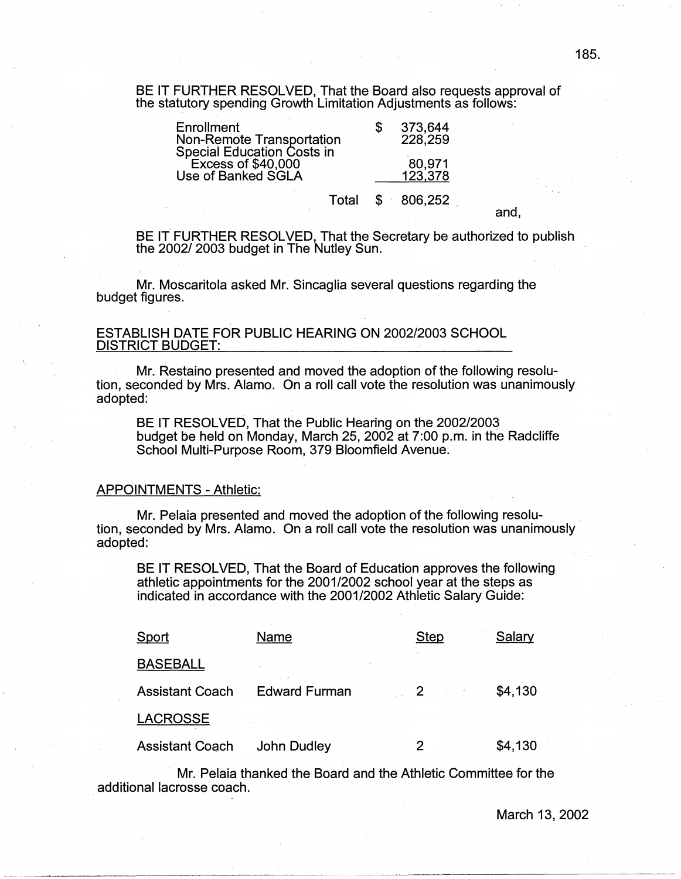BE IT FURTHER RESOLVED, That the Board also requests approval of the statutory spending Growth Limitation Adjustments as follows:

| | | |
|---|---|---|
| Enrollment | $ | 373,644 |
| Non-Remote Transportation | | 228,259 |
| Special Education Costs in Excess of $40,000 | | 80,971 |
| Use of Banked SGLA | | 123,378 |
| Total | $ | 806,252 |

and,

BE IT FURTHER RESOLVED, That the Secretary be authorized to publish the 2002/ 2003 budget in The Nutley Sun.

Mr. Moscaritola asked Mr. Sincaglia several questions regarding the budget figures.

## ESTABLISH DATE FOR PUBLIC HEARING ON 2002/2003 SCHOOL DISTRICT BUDGET:

Mr. Restaino presented and moved the adoption of the following resolution, seconded by Mrs. Alamo. On a roll call vote the resolution was unanimously adopted:

BE IT RESOLVED, That the Public Hearing on the 2002/2003 budget be held on Monday, March 25, 2002 at 7:00 p.m. in the Radcliffe School Multi-Purpose Room, 379 Bloomfield Avenue.

## APPOINTMENTS - Athletic:

Mr. Pelaia presented and moved the adoption of the following resolution, seconded by Mrs. Alamo. On a roll call vote the resolution was unanimously adopted:

BE IT RESOLVED, That the Board of Education approves the following athletic appointments for the 2001/2002 school year at the steps as indicated in accordance with the 2001/2002 Athletic Salary Guide:

| Sport | Name | Step | Salary |
|---|---|---|---|
| BASEBALL | | | |
| Assistant Coach | Edward Furman | 2 | $4,130 |
| LACROSSE | | | |
| Assistant Coach | John Dudley | 2 | $4,130 |

Mr. Pelaia thanked the Board and the Athletic Committee for the additional lacrosse coach.

March 13, 2002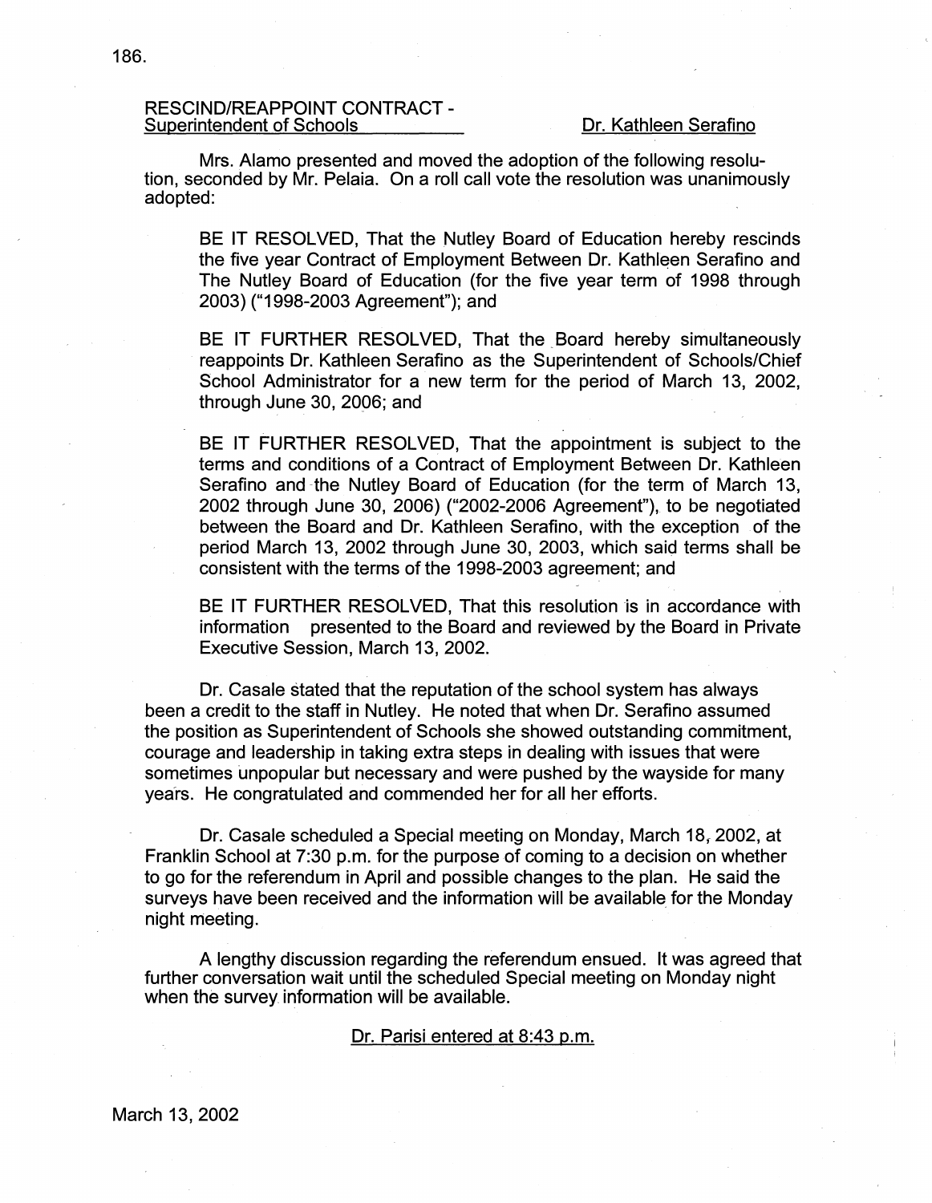RESCIND/REAPPOINT CONTRACT - <u>Superintendent of Schools</u> <u>Dr. Kathleen Serafino</u>

Mrs. Alamo presented and moved the adoption of the following resolution, seconded by Mr. Pelaia. On a roll call vote the resolution was unanimously adopted:

> BE IT RESOLVED, That the Nutley Board of Education hereby rescinds the five year Contract of Employment Between Dr. Kathleen Serafino and The Nutley Board of Education (for the five year term of 1998 through 2003) ("1998-2003 Agreement"); and
>
> BE IT FURTHER RESOLVED, That the Board hereby simultaneously reappoints Dr. Kathleen Serafino as the Superintendent of Schools/Chief School Administrator for a new term for the period of March 13, 2002, through June 30, 2006; and
>
> BE IT FURTHER RESOLVED, That the appointment is subject to the terms and conditions of a Contract of Employment Between Dr. Kathleen Serafino and the Nutley Board of Education (for the term of March 13, 2002 through June 30, 2006) ("2002-2006 Agreement"), to be negotiated between the Board and Dr. Kathleen Serafino, with the exception of the period March 13, 2002 through June 30, 2003, which said terms shall be consistent with the terms of the 1998-2003 agreement; and
>
> BE IT FURTHER RESOLVED, That this resolution is in accordance with information presented to the Board and reviewed by the Board in Private Executive Session, March 13, 2002.

Dr. Casale stated that the reputation of the school system has always been a credit to the staff in Nutley. He noted that when Dr. Serafino assumed the position as Superintendent of Schools she showed outstanding commitment, courage and leadership in taking extra steps in dealing with issues that were sometimes unpopular but necessary and were pushed by the wayside for many years. He congratulated and commended her for all her efforts.

Dr. Casale scheduled a Special meeting on Monday, March 18, 2002, at Franklin School at 7:30 p.m. for the purpose of coming to a decision on whether to go for the referendum in April and possible changes to the plan. He said the surveys have been received and the information will be available for the Monday night meeting.

A lengthy discussion regarding the referendum ensued. It was agreed that further conversation wait until the scheduled Special meeting on Monday night when the survey information will be available.

<u>Dr. Parisi entered at 8:43 p.m.</u>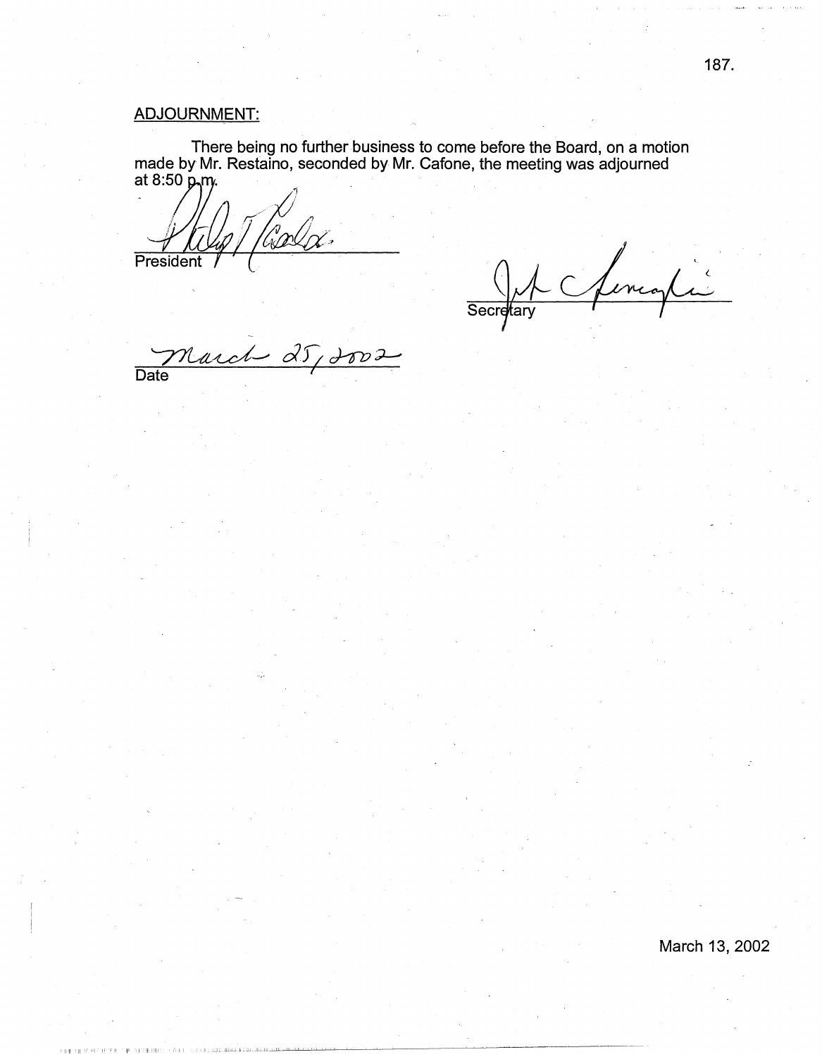ADJOURNMENT:

There being no further business to come before the Board, on a motion made by Mr. Restaino, seconded by Mr. Cafone, the meeting was adjourned at 8:50 p.m.

President

Secretary

March 25, 2002
Date

March 13, 2002